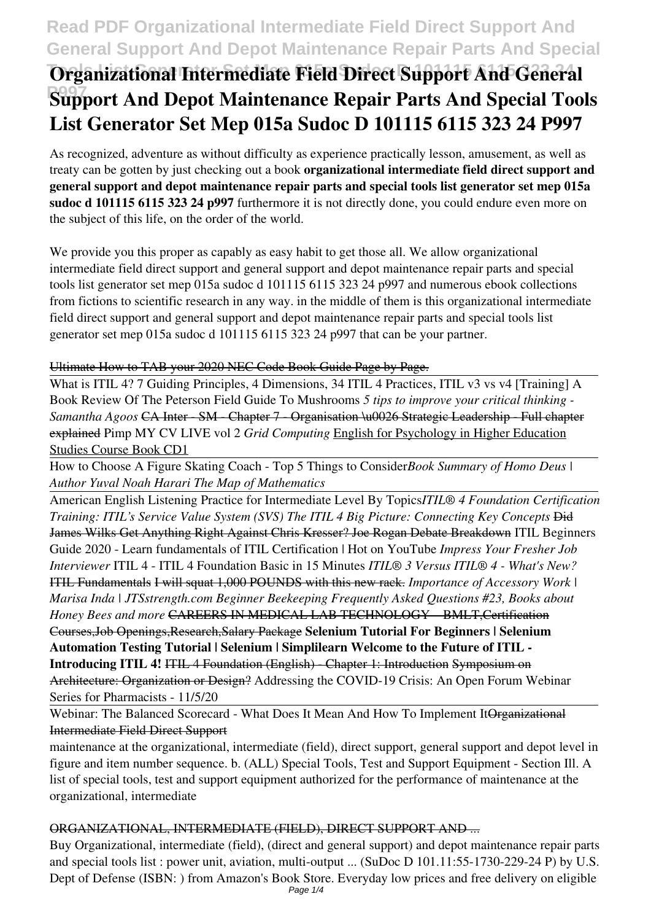# Organizational Intermediate Field Direct Support And General Support And Depot Maintenance Repair Parts And Special Tools List Generator Set Mep 015a Sudoc D 101115 6115 323 24 P997

As recognized, adventure as without difficulty as experience practically lesson, amusement, as well as treaty can be gotten by just checking out a book **organizational intermediate field direct support and general support and depot maintenance repair parts and special tools list generator set mep 015a sudoc d 101115 6115 323 24 p997** furthermore it is not directly done, you could endure even more on the subject of this life, on the order of the world.

We provide you this proper as capably as easy habit to get those all. We allow organizational intermediate field direct support and general support and depot maintenance repair parts and special tools list generator set mep 015a sudoc d 101115 6115 323 24 p997 and numerous ebook collections from fictions to scientific research in any way. in the middle of them is this organizational intermediate field direct support and general support and depot maintenance repair parts and special tools list generator set mep 015a sudoc d 101115 6115 323 24 p997 that can be your partner.

~~Ultimate How to TAB your 2020 NEC Code Book Guide Page by Page.~~

What is ITIL 4? 7 Guiding Principles, 4 Dimensions, 34 ITIL 4 Practices, ITIL v3 vs v4 [Training] A Book Review Of The Peterson Field Guide To Mushrooms *5 tips to improve your critical thinking - Samantha Agoos* ~~CA Inter - SM - Chapter 7 - Organisation \u0026 Strategic Leadership - Full chapter explained~~ Pimp MY CV LIVE vol 2 *Grid Computing* English for Psychology in Higher Education Studies Course Book CD1

How to Choose A Figure Skating Coach - Top 5 Things to Consider*Book Summary of Homo Deus | Author Yuval Noah Harari The Map of Mathematics*

American English Listening Practice for Intermediate Level By Topics*ITIL® 4 Foundation Certification Training: ITIL's Service Value System (SVS) The ITIL 4 Big Picture: Connecting Key Concepts* ~~Did James Wilks Get Anything Right Against Chris Kresser? Joe Rogan Debate Breakdown~~ ITIL Beginners Guide 2020 - Learn fundamentals of ITIL Certification | Hot on YouTube *Impress Your Fresher Job Interviewer* ITIL 4 - ITIL 4 Foundation Basic in 15 Minutes *ITIL® 3 Versus ITIL® 4 - What's New?* ~~ITIL Fundamentals~~ ~~I will squat 1,000 POUNDS with this new rack.~~ *Importance of Accessory Work | Marisa Inda | JTSstrength.com Beginner Beekeeping Frequently Asked Questions #23, Books about Honey Bees and more* ~~CAREERS IN MEDICAL LAB TECHNOLOGY – BMLT,Certification Courses,Job Openings,Research,Salary Package~~ **Selenium Tutorial For Beginners | Selenium Automation Testing Tutorial | Selenium | Simplilearn Welcome to the Future of ITIL - Introducing ITIL 4!** ~~ITIL 4 Foundation (English) - Chapter 1: Introduction~~ ~~Symposium on Architecture: Organization or Design?~~ Addressing the COVID-19 Crisis: An Open Forum Webinar Series for Pharmacists - 11/5/20

Webinar: The Balanced Scorecard - What Does It Mean And How To Implement It~~Organizational Intermediate Field Direct Support~~

maintenance at the organizational, intermediate (field), direct support, general support and depot level in figure and item number sequence. b. (ALL) Special Tools, Test and Support Equipment - Section Ill. A list of special tools, test and support equipment authorized for the performance of maintenance at the organizational, intermediate

## ORGANIZATIONAL, INTERMEDIATE (FIELD), DIRECT SUPPORT AND ...

Buy Organizational, intermediate (field), (direct and general support) and depot maintenance repair parts and special tools list : power unit, aviation, multi-output ... (SuDoc D 101.11:55-1730-229-24 P) by U.S. Dept of Defense (ISBN: ) from Amazon's Book Store. Everyday low prices and free delivery on eligible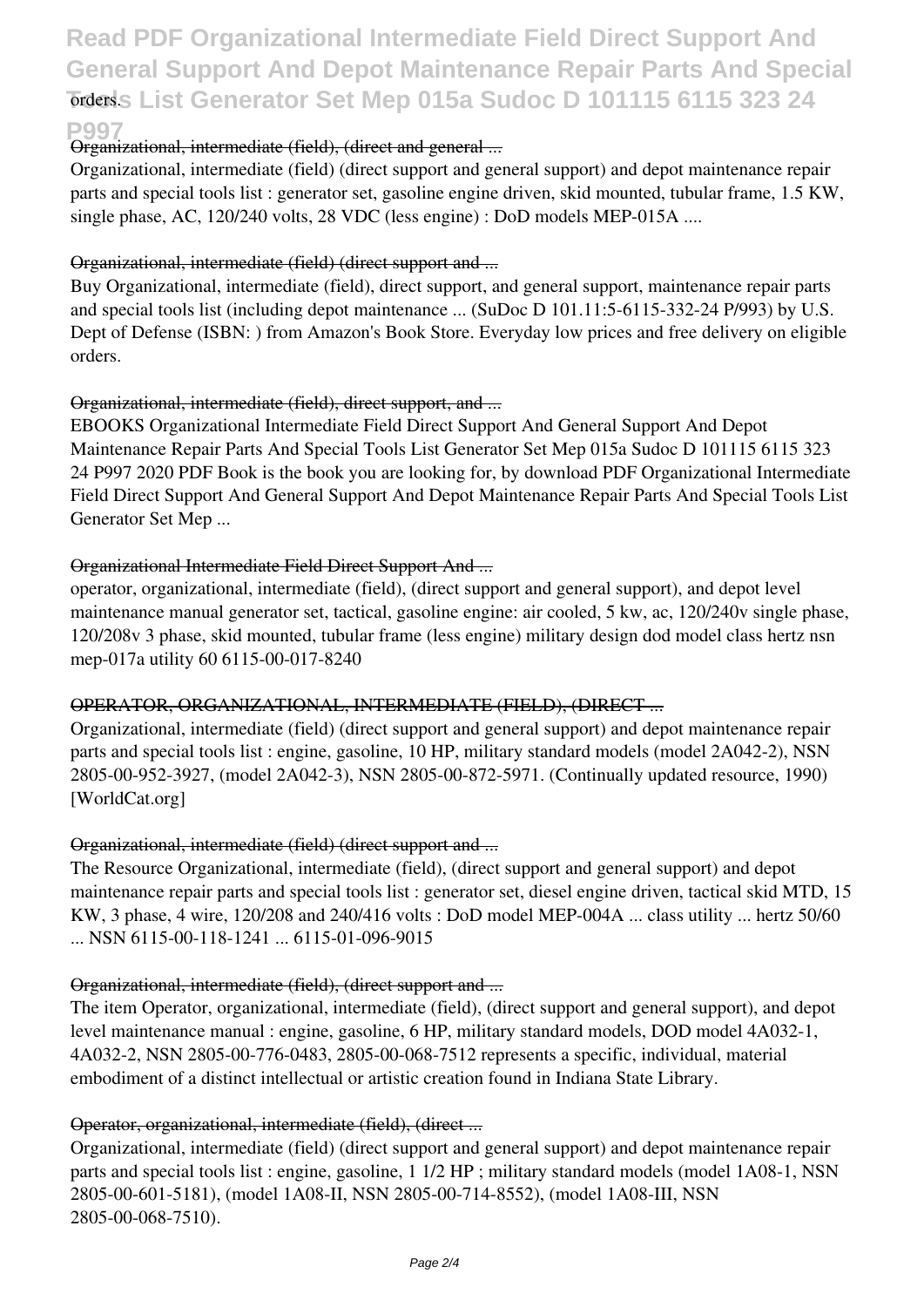orders.

### Organizational, intermediate (field), (direct and general ...

Organizational, intermediate (field) (direct support and general support) and depot maintenance repair parts and special tools list : generator set, gasoline engine driven, skid mounted, tubular frame, 1.5 KW, single phase, AC, 120/240 volts, 28 VDC (less engine) : DoD models MEP-015A ....

### Organizational, intermediate (field) (direct support and ...

Buy Organizational, intermediate (field), direct support, and general support, maintenance repair parts and special tools list (including depot maintenance ... (SuDoc D 101.11:5-6115-332-24 P/993) by U.S. Dept of Defense (ISBN: ) from Amazon's Book Store. Everyday low prices and free delivery on eligible orders.

### Organizational, intermediate (field), direct support, and ...

EBOOKS Organizational Intermediate Field Direct Support And General Support And Depot Maintenance Repair Parts And Special Tools List Generator Set Mep 015a Sudoc D 101115 6115 323 24 P997 2020 PDF Book is the book you are looking for, by download PDF Organizational Intermediate Field Direct Support And General Support And Depot Maintenance Repair Parts And Special Tools List Generator Set Mep ...

### Organizational Intermediate Field Direct Support And ...

operator, organizational, intermediate (field), (direct support and general support), and depot level maintenance manual generator set, tactical, gasoline engine: air cooled, 5 kw, ac, 120/240v single phase, 120/208v 3 phase, skid mounted, tubular frame (less engine) military design dod model class hertz nsn mep-017a utility 60 6115-00-017-8240

### OPERATOR, ORGANIZATIONAL, INTERMEDIATE (FIELD), (DIRECT ...

Organizational, intermediate (field) (direct support and general support) and depot maintenance repair parts and special tools list : engine, gasoline, 10 HP, military standard models (model 2A042-2), NSN 2805-00-952-3927, (model 2A042-3), NSN 2805-00-872-5971. (Continually updated resource, 1990) [WorldCat.org]

### Organizational, intermediate (field) (direct support and ...

The Resource Organizational, intermediate (field), (direct support and general support) and depot maintenance repair parts and special tools list : generator set, diesel engine driven, tactical skid MTD, 15 KW, 3 phase, 4 wire, 120/208 and 240/416 volts : DoD model MEP-004A ... class utility ... hertz 50/60 ... NSN 6115-00-118-1241 ... 6115-01-096-9015

### Organizational, intermediate (field), (direct support and ...

The item Operator, organizational, intermediate (field), (direct support and general support), and depot level maintenance manual : engine, gasoline, 6 HP, military standard models, DOD model 4A032-1, 4A032-2, NSN 2805-00-776-0483, 2805-00-068-7512 represents a specific, individual, material embodiment of a distinct intellectual or artistic creation found in Indiana State Library.

### Operator, organizational, intermediate (field), (direct ...

Organizational, intermediate (field) (direct support and general support) and depot maintenance repair parts and special tools list : engine, gasoline, 1 1/2 HP ; military standard models (model 1A08-1, NSN 2805-00-601-5181), (model 1A08-II, NSN 2805-00-714-8552), (model 1A08-III, NSN 2805-00-068-7510).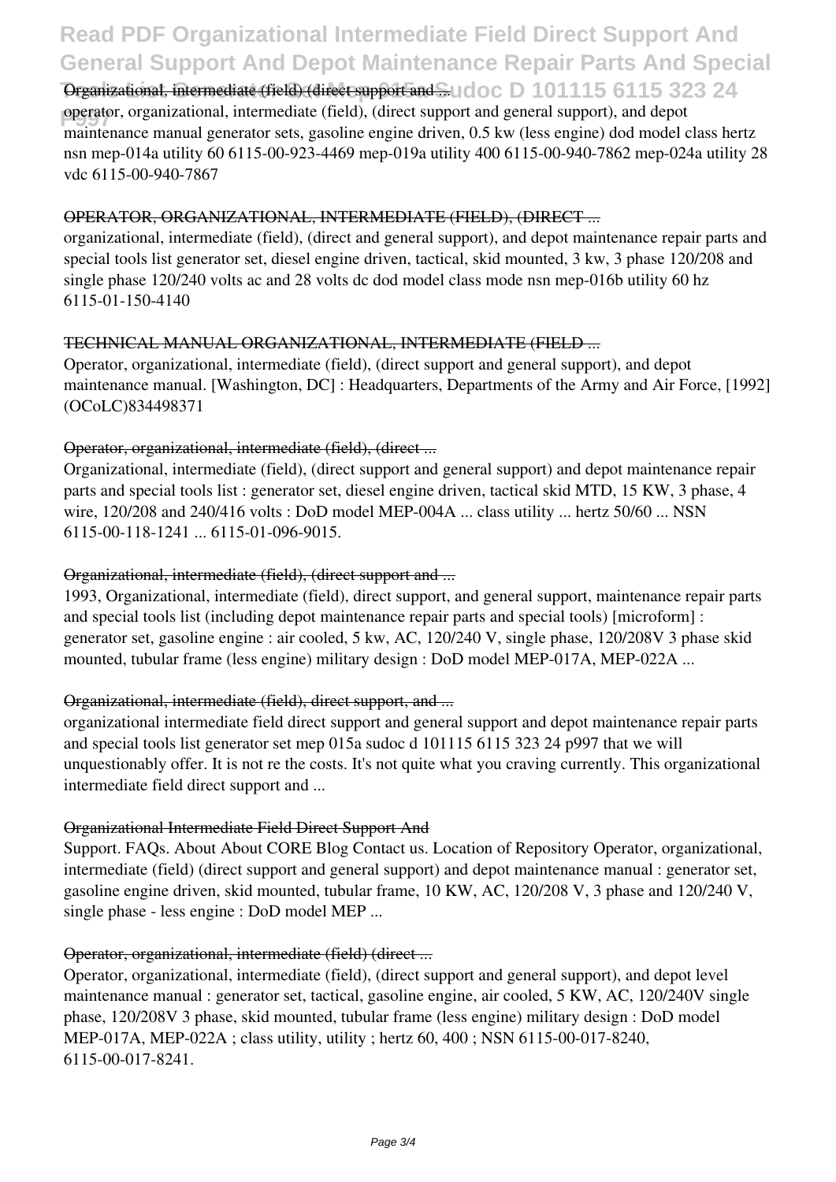Organizational, intermediate (field) (direct support and ...

operator, organizational, intermediate (field), (direct support and general support), and depot maintenance manual generator sets, gasoline engine driven, 0.5 kw (less engine) dod model class hertz nsn mep-014a utility 60 6115-00-923-4469 mep-019a utility 400 6115-00-940-7862 mep-024a utility 28 vdc 6115-00-940-7867

OPERATOR, ORGANIZATIONAL, INTERMEDIATE (FIELD), (DIRECT ...

organizational, intermediate (field), (direct and general support), and depot maintenance repair parts and special tools list generator set, diesel engine driven, tactical, skid mounted, 3 kw, 3 phase 120/208 and single phase 120/240 volts ac and 28 volts dc dod model class mode nsn mep-016b utility 60 hz 6115-01-150-4140

TECHNICAL MANUAL ORGANIZATIONAL, INTERMEDIATE (FIELD ...

Operator, organizational, intermediate (field), (direct support and general support), and depot maintenance manual. [Washington, DC] : Headquarters, Departments of the Army and Air Force, [1992] (OCoLC)834498371

Operator, organizational, intermediate (field), (direct ...

Organizational, intermediate (field), (direct support and general support) and depot maintenance repair parts and special tools list : generator set, diesel engine driven, tactical skid MTD, 15 KW, 3 phase, 4 wire, 120/208 and 240/416 volts : DoD model MEP-004A ... class utility ... hertz 50/60 ... NSN 6115-00-118-1241 ... 6115-01-096-9015.

Organizational, intermediate (field), (direct support and ...

1993, Organizational, intermediate (field), direct support, and general support, maintenance repair parts and special tools list (including depot maintenance repair parts and special tools) [microform] : generator set, gasoline engine : air cooled, 5 kw, AC, 120/240 V, single phase, 120/208V 3 phase skid mounted, tubular frame (less engine) military design : DoD model MEP-017A, MEP-022A ...

Organizational, intermediate (field), direct support, and ...

organizational intermediate field direct support and general support and depot maintenance repair parts and special tools list generator set mep 015a sudoc d 101115 6115 323 24 p997 that we will unquestionably offer. It is not re the costs. It's not quite what you craving currently. This organizational intermediate field direct support and ...

Organizational Intermediate Field Direct Support And

Support. FAQs. About About CORE Blog Contact us. Location of Repository Operator, organizational, intermediate (field) (direct support and general support) and depot maintenance manual : generator set, gasoline engine driven, skid mounted, tubular frame, 10 KW, AC, 120/208 V, 3 phase and 120/240 V, single phase - less engine : DoD model MEP ...

Operator, organizational, intermediate (field) (direct ...

Operator, organizational, intermediate (field), (direct support and general support), and depot level maintenance manual : generator set, tactical, gasoline engine, air cooled, 5 KW, AC, 120/240V single phase, 120/208V 3 phase, skid mounted, tubular frame (less engine) military design : DoD model MEP-017A, MEP-022A ; class utility, utility ; hertz 60, 400 ; NSN 6115-00-017-8240, 6115-00-017-8241.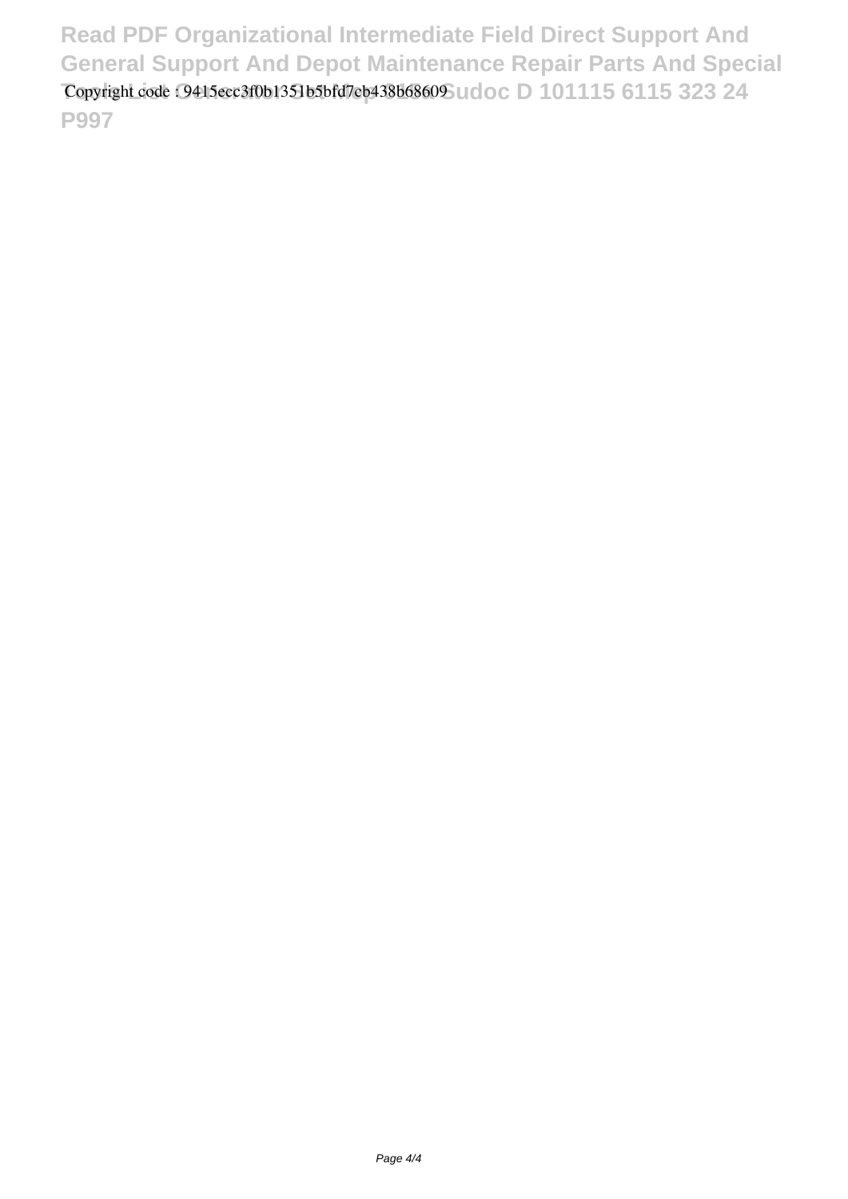Copyright code : 9415ecc3f0b1351b5bfd7cb438b68609